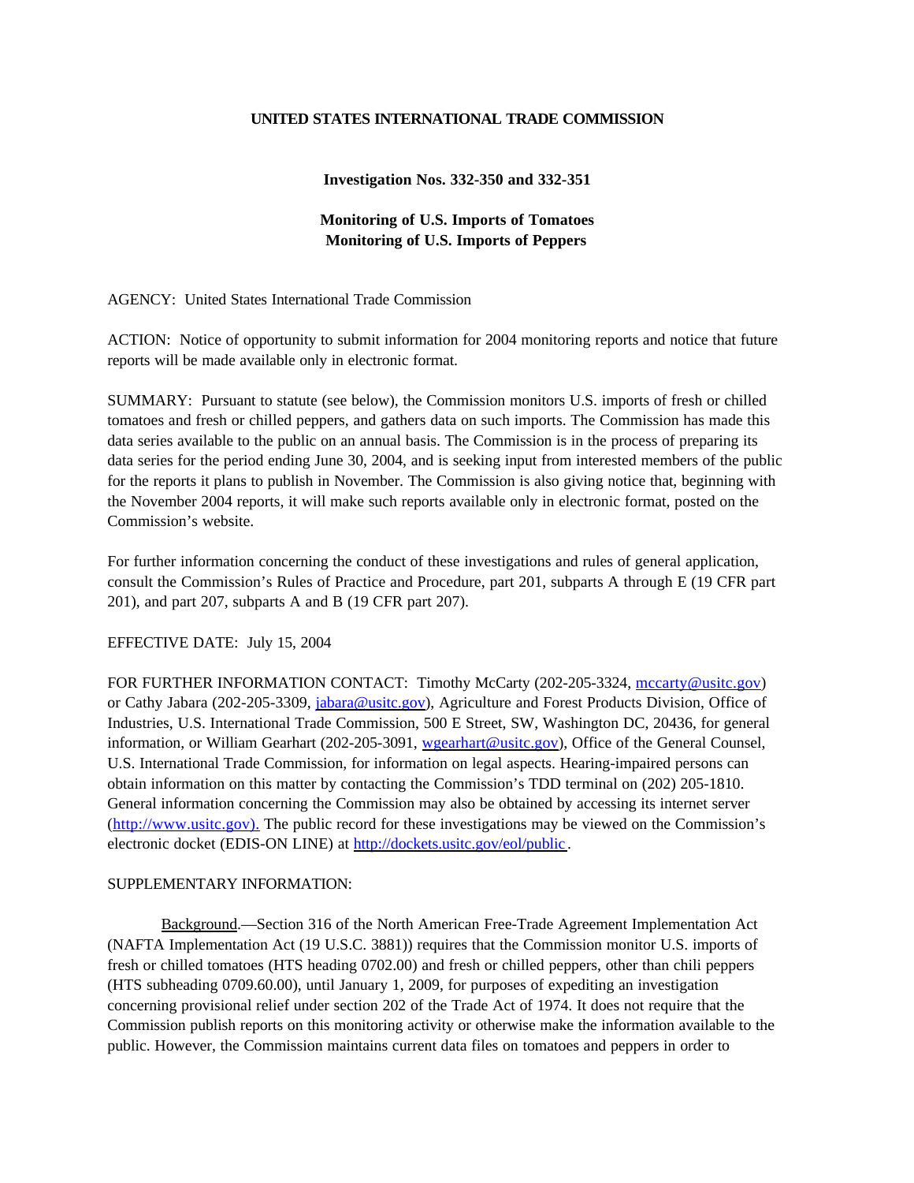**UNITED STATES INTERNATIONAL TRADE COMMISSION**

**Investigation Nos. 332-350 and 332-351**

**Monitoring of U.S. Imports of Tomatoes**
**Monitoring of U.S. Imports of Peppers**

AGENCY: United States International Trade Commission

ACTION: Notice of opportunity to submit information for 2004 monitoring reports and notice that future reports will be made available only in electronic format.

SUMMARY: Pursuant to statute (see below), the Commission monitors U.S. imports of fresh or chilled tomatoes and fresh or chilled peppers, and gathers data on such imports. The Commission has made this data series available to the public on an annual basis. The Commission is in the process of preparing its data series for the period ending June 30, 2004, and is seeking input from interested members of the public for the reports it plans to publish in November. The Commission is also giving notice that, beginning with the November 2004 reports, it will make such reports available only in electronic format, posted on the Commission's website.

For further information concerning the conduct of these investigations and rules of general application, consult the Commission's Rules of Practice and Procedure, part 201, subparts A through E (19 CFR part 201), and part 207, subparts A and B (19 CFR part 207).

EFFECTIVE DATE: July 15, 2004

FOR FURTHER INFORMATION CONTACT: Timothy McCarty (202-205-3324, mccarty@usitc.gov) or Cathy Jabara (202-205-3309, jabara@usitc.gov), Agriculture and Forest Products Division, Office of Industries, U.S. International Trade Commission, 500 E Street, SW, Washington DC, 20436, for general information, or William Gearhart (202-205-3091, wgearhart@usitc.gov), Office of the General Counsel, U.S. International Trade Commission, for information on legal aspects. Hearing-impaired persons can obtain information on this matter by contacting the Commission's TDD terminal on (202) 205-1810. General information concerning the Commission may also be obtained by accessing its internet server (http://www.usitc.gov). The public record for these investigations may be viewed on the Commission's electronic docket (EDIS-ON LINE) at http://dockets.usitc.gov/eol/public.

SUPPLEMENTARY INFORMATION:

Background.—Section 316 of the North American Free-Trade Agreement Implementation Act (NAFTA Implementation Act (19 U.S.C. 3881)) requires that the Commission monitor U.S. imports of fresh or chilled tomatoes (HTS heading 0702.00) and fresh or chilled peppers, other than chili peppers (HTS subheading 0709.60.00), until January 1, 2009, for purposes of expediting an investigation concerning provisional relief under section 202 of the Trade Act of 1974. It does not require that the Commission publish reports on this monitoring activity or otherwise make the information available to the public. However, the Commission maintains current data files on tomatoes and peppers in order to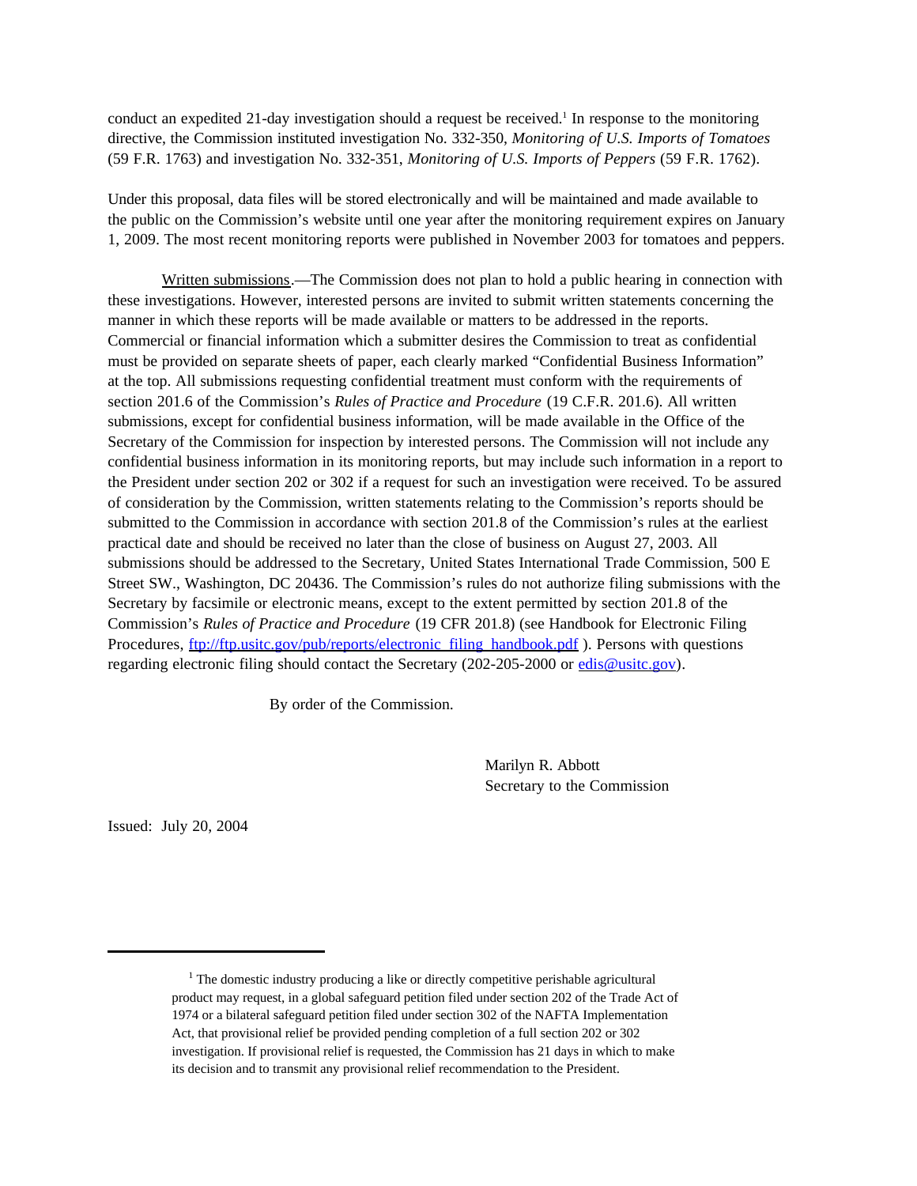conduct an expedited 21-day investigation should a request be received.[1] In response to the monitoring directive, the Commission instituted investigation No. 332-350, *Monitoring of U.S. Imports of Tomatoes* (59 F.R. 1763) and investigation No. 332-351, *Monitoring of U.S. Imports of Peppers* (59 F.R. 1762).

Under this proposal, data files will be stored electronically and will be maintained and made available to the public on the Commission's website until one year after the monitoring requirement expires on January 1, 2009. The most recent monitoring reports were published in November 2003 for tomatoes and peppers.

Written submissions.—The Commission does not plan to hold a public hearing in connection with these investigations. However, interested persons are invited to submit written statements concerning the manner in which these reports will be made available or matters to be addressed in the reports. Commercial or financial information which a submitter desires the Commission to treat as confidential must be provided on separate sheets of paper, each clearly marked "Confidential Business Information" at the top. All submissions requesting confidential treatment must conform with the requirements of section 201.6 of the Commission's *Rules of Practice and Procedure* (19 C.F.R. 201.6). All written submissions, except for confidential business information, will be made available in the Office of the Secretary of the Commission for inspection by interested persons. The Commission will not include any confidential business information in its monitoring reports, but may include such information in a report to the President under section 202 or 302 if a request for such an investigation were received. To be assured of consideration by the Commission, written statements relating to the Commission's reports should be submitted to the Commission in accordance with section 201.8 of the Commission's rules at the earliest practical date and should be received no later than the close of business on August 27, 2003. All submissions should be addressed to the Secretary, United States International Trade Commission, 500 E Street SW., Washington, DC 20436. The Commission's rules do not authorize filing submissions with the Secretary by facsimile or electronic means, except to the extent permitted by section 201.8 of the Commission's *Rules of Practice and Procedure* (19 CFR 201.8) (see Handbook for Electronic Filing Procedures, ftp://ftp.usitc.gov/pub/reports/electronic_filing_handbook.pdf ). Persons with questions regarding electronic filing should contact the Secretary (202-205-2000 or edis@usitc.gov).

By order of the Commission.

Marilyn R. Abbott
Secretary to the Commission

Issued: July 20, 2004

---

[1] The domestic industry producing a like or directly competitive perishable agricultural product may request, in a global safeguard petition filed under section 202 of the Trade Act of 1974 or a bilateral safeguard petition filed under section 302 of the NAFTA Implementation Act, that provisional relief be provided pending completion of a full section 202 or 302 investigation. If provisional relief is requested, the Commission has 21 days in which to make its decision and to transmit any provisional relief recommendation to the President.